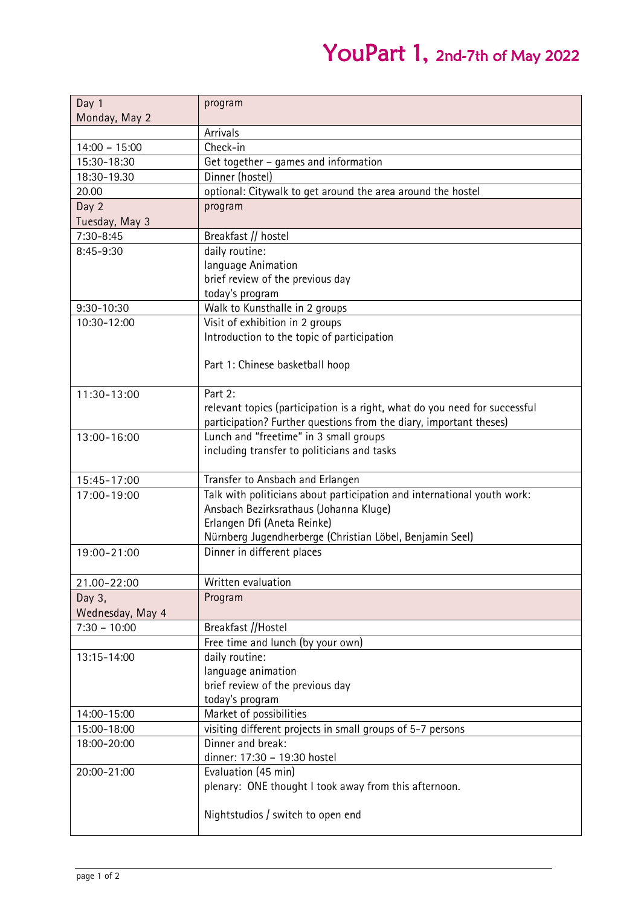# YouPart 1, 2nd-7th of May 2022

| Day 1<br>Monday, May 2 | program |
|---|---|
| | Arrivals |
| 14:00 – 15:00 | Check-in |
| 15:30-18:30 | Get together – games and information |
| 18:30-19.30 | Dinner (hostel) |
| 20.00 | optional: Citywalk to get around the area around the hostel |
| Day 2<br>Tuesday, May 3 | program |
| 7:30-8:45 | Breakfast // hostel |
| 8:45-9:30 | daily routine:<br>language Animation<br>brief review of the previous day<br>today's program |
| 9:30-10:30 | Walk to Kunsthalle in 2 groups |
| 10:30-12:00 | Visit of exhibition in 2 groups<br>Introduction to the topic of participation<br><br>Part 1: Chinese basketball hoop |
| 11:30-13:00 | Part 2:<br>relevant topics (participation is a right, what do you need for successful participation? Further questions from the diary, important theses) |
| 13:00-16:00 | Lunch and "freetime" in 3 small groups<br>including transfer to politicians and tasks |
| 15:45-17:00 | Transfer to Ansbach and Erlangen |
| 17:00-19:00 | Talk with politicians about participation and international youth work:<br>Ansbach Bezirksrathaus (Johanna Kluge)<br>Erlangen Dfi (Aneta Reinke)<br>Nürnberg Jugendherberge (Christian Löbel, Benjamin Seel) |
| 19:00-21:00 | Dinner in different places |
| 21.00-22:00 | Written evaluation |
| Day 3,<br>Wednesday, May 4 | Program |
| 7:30 – 10:00 | Breakfast //Hostel |
| | Free time and lunch (by your own) |
| 13:15-14:00 | daily routine:<br>language animation<br>brief review of the previous day<br>today's program |
| 14:00-15:00 | Market of possibilities |
| 15:00-18:00 | visiting different projects in small groups of 5-7 persons |
| 18:00-20:00 | Dinner and break:<br>dinner: 17:30 – 19:30 hostel |
| 20:00-21:00 | Evaluation (45 min)<br>plenary: ONE thought I took away from this afternoon.<br><br>Nightstudios / switch to open end |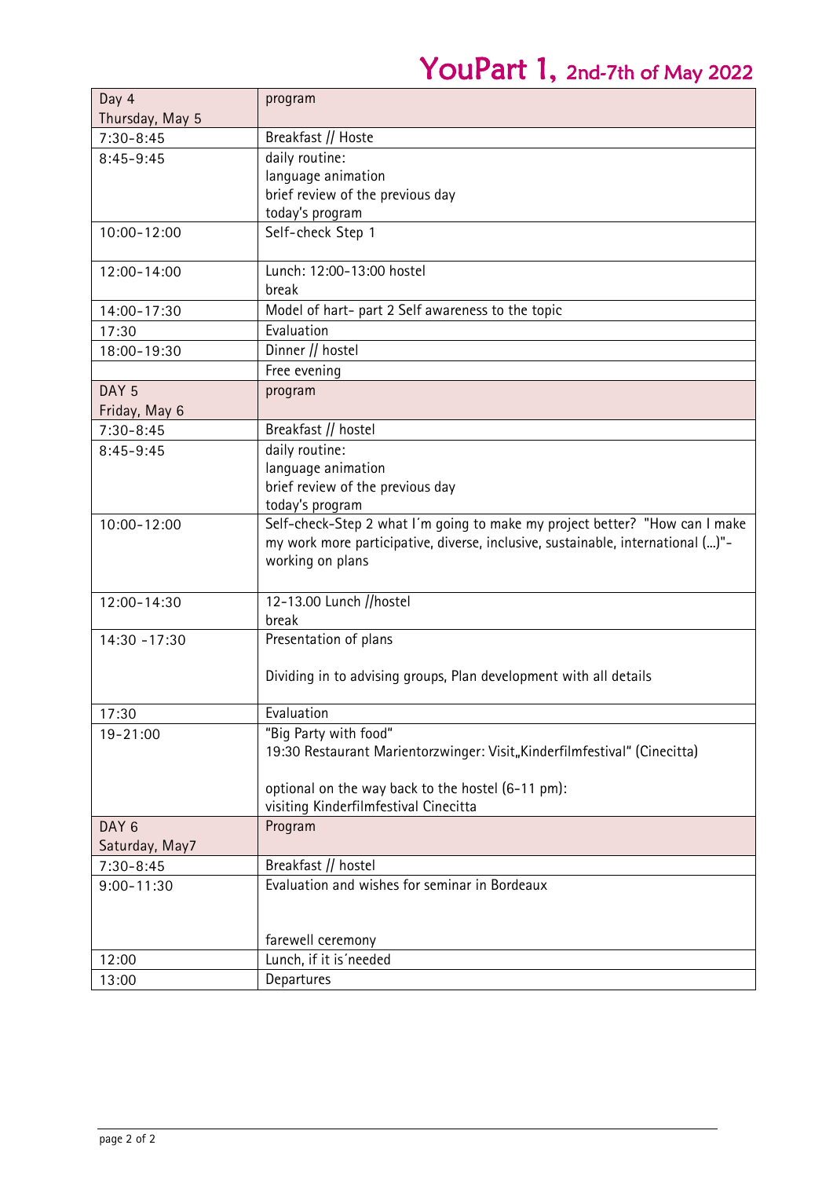# YouPart 1, 2nd-7th of May 2022

| | |
|---|---|
| Day 4<br>Thursday, May 5 | program |
| 7:30-8:45 | Breakfast // Hoste |
| 8:45-9:45 | daily routine:<br>language animation<br>brief review of the previous day<br>today's program |
| 10:00-12:00 | Self-check Step 1 |
| 12:00-14:00 | Lunch: 12:00-13:00 hostel<br>break |
| 14:00-17:30 | Model of hart- part 2 Self awareness to the topic |
| 17:30 | Evaluation |
| 18:00-19:30 | Dinner // hostel |
| | Free evening |
| DAY 5<br>Friday, May 6 | program |
| 7:30-8:45 | Breakfast // hostel |
| 8:45-9:45 | daily routine:<br>language animation<br>brief review of the previous day<br>today's program |
| 10:00-12:00 | Self-check-Step 2 what I´m going to make my project better? "How can I make my work more participative, diverse, inclusive, sustainable, international (...)"- working on plans |
| 12:00-14:30 | 12-13.00 Lunch //hostel<br>break |
| 14:30 -17:30 | Presentation of plans<br><br>Dividing in to advising groups, Plan development with all details |
| 17:30 | Evaluation |
| 19-21:00 | "Big Party with food"<br>19:30 Restaurant Marientorzwinger: Visit„Kinderfilmfestival" (Cinecitta)<br><br>optional on the way back to the hostel (6-11 pm):<br>visiting Kinderfilmfestival Cinecitta |
| DAY 6<br>Saturday, May7 | Program |
| 7:30-8:45 | Breakfast // hostel |
| 9:00-11:30 | Evaluation and wishes for seminar in Bordeaux<br><br><br>farewell ceremony |
| 12:00 | Lunch, if it is´needed |
| 13:00 | Departures |